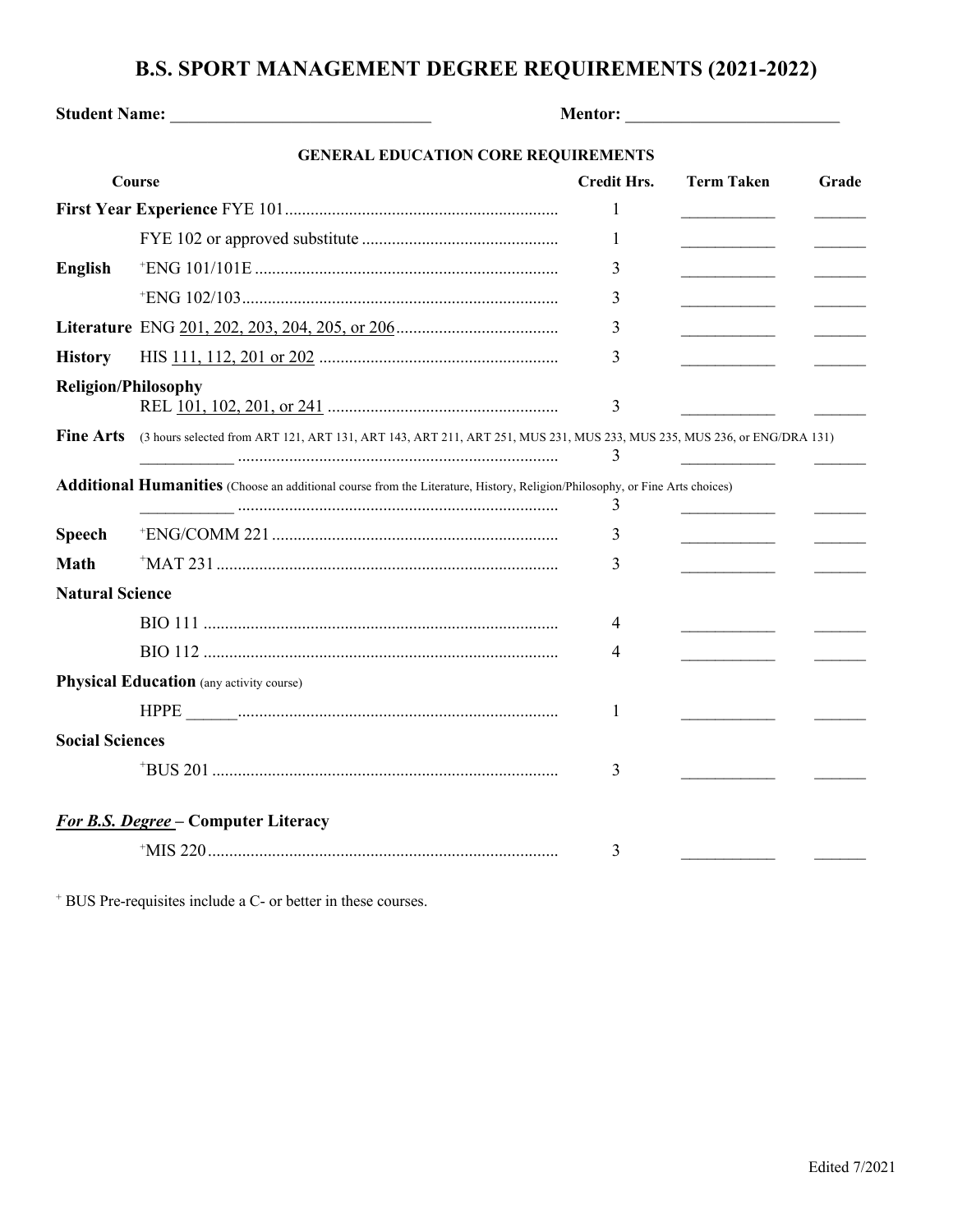# B.S. SPORT MANAGEMENT DEGREE REQUIREMENTS (2021-2022)

**Student Name:** ______________________________ **Mentor:** _________________________

### GENERAL EDUCATION CORE REQUIREMENTS

| Course | | Credit Hrs. | Term Taken | Grade |
|---|---|---|---|---|
| **First Year Experience** | FYE 101 | 1 | ___________ | ______ |
| | FYE 102 or approved substitute | 1 | ___________ | ______ |
| **English** | +ENG 101/101E | 3 | ___________ | ______ |
| | +ENG 102/103 | 3 | ___________ | ______ |
| **Literature** | ENG 201, 202, 203, 204, 205, or 206 | 3 | ___________ | ______ |
| **History** | HIS 111, 112, 201 or 202 | 3 | ___________ | ______ |
| **Religion/Philosophy** | | | | |
| | REL 101, 102, 201, or 241 | 3 | ___________ | ______ |
| **Fine Arts** (3 hours selected from ART 121, ART 131, ART 143, ART 211, ART 251, MUS 231, MUS 233, MUS 235, MUS 236, or ENG/DRA 131) | | | | |
| | ___________ | 3 | ___________ | ______ |
| **Additional Humanities** (Choose an additional course from the Literature, History, Religion/Philosophy, or Fine Arts choices) | | | | |
| | ___________ | 3 | ___________ | ______ |
| **Speech** | +ENG/COMM 221 | 3 | ___________ | ______ |
| **Math** | +MAT 231 | 3 | ___________ | ______ |
| **Natural Science** | | | | |
| | BIO 111 | 4 | ___________ | ______ |
| | BIO 112 | 4 | ___________ | ______ |
| **Physical Education** (any activity course) | | | | |
| | HPPE ______ | 1 | ___________ | ______ |
| **Social Sciences** | | | | |
| | +BUS 201 | 3 | ___________ | ______ |
| ***For B.S. Degree* – Computer Literacy** | | | | |
| | +MIS 220 | 3 | ___________ | ______ |

+ BUS Pre-requisites include a C- or better in these courses.

Edited 7/2021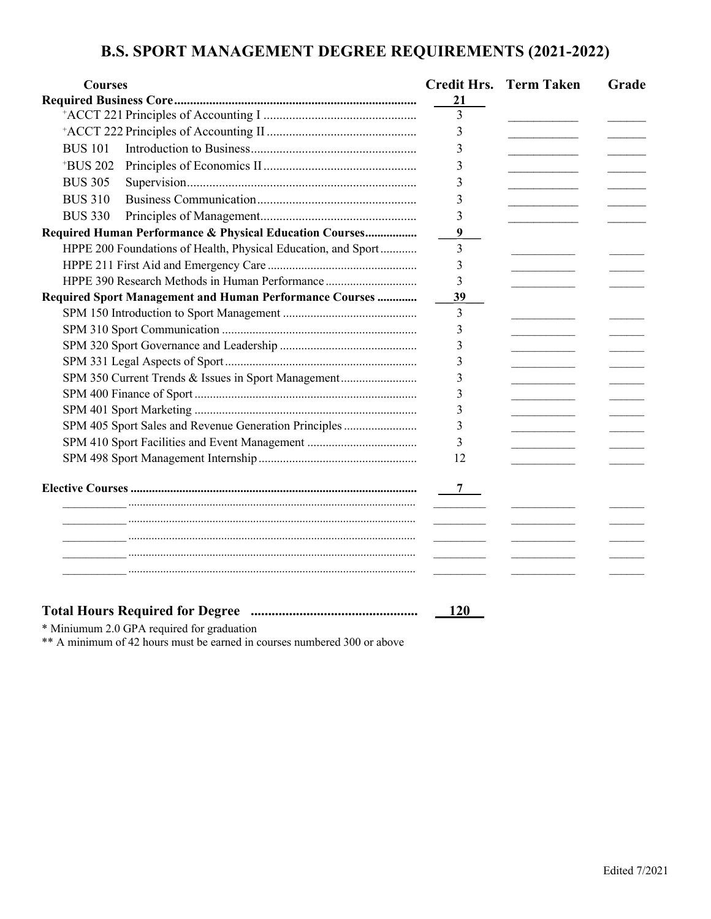# B.S. SPORT MANAGEMENT DEGREE REQUIREMENTS (2021-2022)

| Courses | Credit Hrs. | Term Taken | Grade |
| --- | --- | --- | --- |
| **Required Business Core** | **21** | | |
| +ACCT 221 Principles of Accounting I | 3 | | |
| +ACCT 222 Principles of Accounting II | 3 | | |
| BUS 101 Introduction to Business | 3 | | |
| +BUS 202 Principles of Economics II | 3 | | |
| BUS 305 Supervision | 3 | | |
| BUS 310 Business Communication | 3 | | |
| BUS 330 Principles of Management | 3 | | |
| **Required Human Performance & Physical Education Courses** | **9** | | |
| HPPE 200 Foundations of Health, Physical Education, and Sport | 3 | | |
| HPPE 211 First Aid and Emergency Care | 3 | | |
| HPPE 390 Research Methods in Human Performance | 3 | | |
| **Required Sport Management and Human Performance Courses** | **39** | | |
| SPM 150 Introduction to Sport Management | 3 | | |
| SPM 310 Sport Communication | 3 | | |
| SPM 320 Sport Governance and Leadership | 3 | | |
| SPM 331 Legal Aspects of Sport | 3 | | |
| SPM 350 Current Trends & Issues in Sport Management | 3 | | |
| SPM 400 Finance of Sport | 3 | | |
| SPM 401 Sport Marketing | 3 | | |
| SPM 405 Sport Sales and Revenue Generation Principles | 3 | | |
| SPM 410 Sport Facilities and Event Management | 3 | | |
| SPM 498 Sport Management Internship | 12 | | |
| **Elective Courses** | **7** | | |
| | | | |
| | | | |
| | | | |
| | | | |
| | | | |
| **Total Hours Required for Degree** | **120** | | |

* Miniumum 2.0 GPA required for graduation

** A minimum of 42 hours must be earned in courses numbered 300 or above

Edited 7/2021